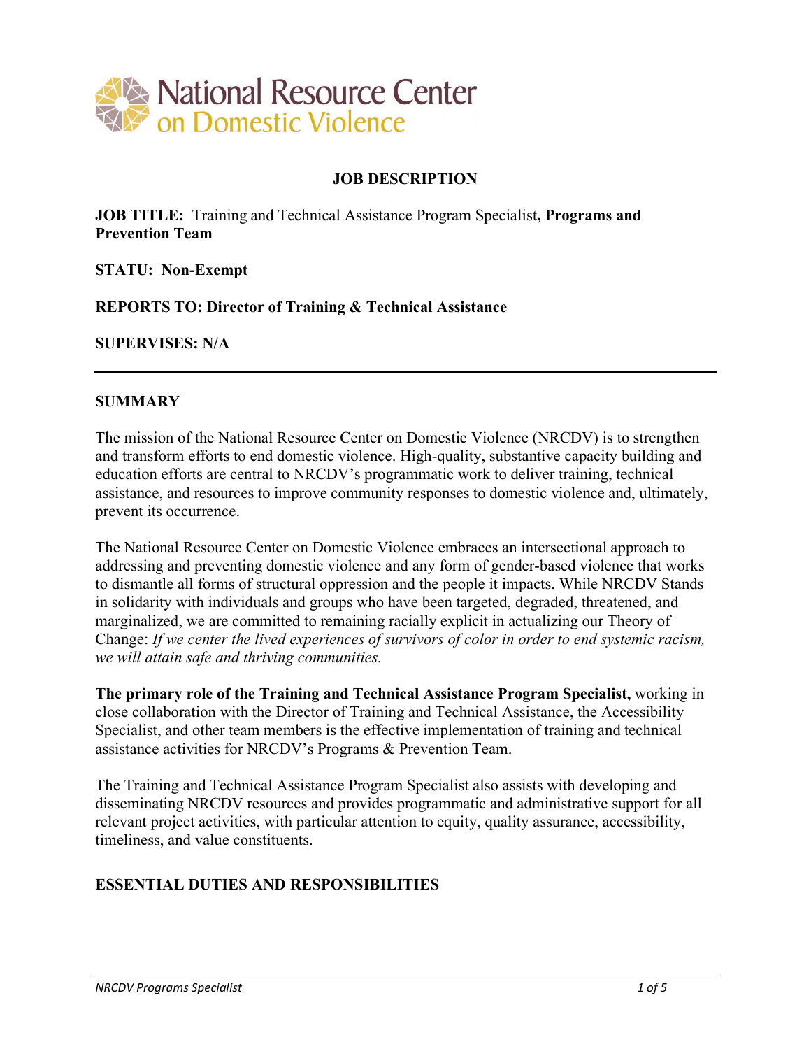National Resource Center on Domestic Violence

**JOB DESCRIPTION**

**JOB TITLE:** Training and Technical Assistance Program Specialist**, Programs and Prevention Team**

**STATU: Non-Exempt**

**REPORTS TO: Director of Training & Technical Assistance**

**SUPERVISES: N/A**

---

## SUMMARY

The mission of the National Resource Center on Domestic Violence (NRCDV) is to strengthen and transform efforts to end domestic violence. High-quality, substantive capacity building and education efforts are central to NRCDV's programmatic work to deliver training, technical assistance, and resources to improve community responses to domestic violence and, ultimately, prevent its occurrence.

The National Resource Center on Domestic Violence embraces an intersectional approach to addressing and preventing domestic violence and any form of gender-based violence that works to dismantle all forms of structural oppression and the people it impacts. While NRCDV Stands in solidarity with individuals and groups who have been targeted, degraded, threatened, and marginalized, we are committed to remaining racially explicit in actualizing our Theory of Change: *If we center the lived experiences of survivors of color in order to end systemic racism, we will attain safe and thriving communities.*

**The primary role of the Training and Technical Assistance Program Specialist,** working in close collaboration with the Director of Training and Technical Assistance, the Accessibility Specialist, and other team members is the effective implementation of training and technical assistance activities for NRCDV's Programs & Prevention Team.

The Training and Technical Assistance Program Specialist also assists with developing and disseminating NRCDV resources and provides programmatic and administrative support for all relevant project activities, with particular attention to equity, quality assurance, accessibility, timeliness, and value constituents.

## ESSENTIAL DUTIES AND RESPONSIBILITIES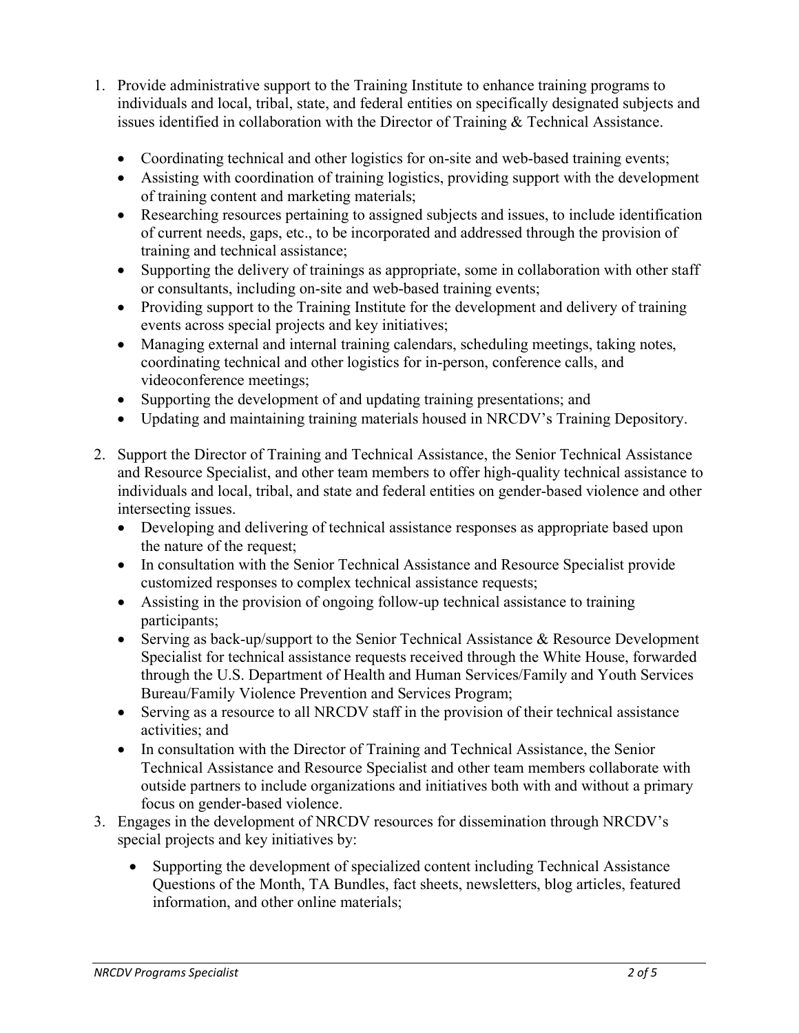1. Provide administrative support to the Training Institute to enhance training programs to individuals and local, tribal, state, and federal entities on specifically designated subjects and issues identified in collaboration with the Director of Training & Technical Assistance.

   - Coordinating technical and other logistics for on-site and web-based training events;
   - Assisting with coordination of training logistics, providing support with the development of training content and marketing materials;
   - Researching resources pertaining to assigned subjects and issues, to include identification of current needs, gaps, etc., to be incorporated and addressed through the provision of training and technical assistance;
   - Supporting the delivery of trainings as appropriate, some in collaboration with other staff or consultants, including on-site and web-based training events;
   - Providing support to the Training Institute for the development and delivery of training events across special projects and key initiatives;
   - Managing external and internal training calendars, scheduling meetings, taking notes, coordinating technical and other logistics for in-person, conference calls, and videoconference meetings;
   - Supporting the development of and updating training presentations; and
   - Updating and maintaining training materials housed in NRCDV's Training Depository.

2. Support the Director of Training and Technical Assistance, the Senior Technical Assistance and Resource Specialist, and other team members to offer high-quality technical assistance to individuals and local, tribal, and state and federal entities on gender-based violence and other intersecting issues.
   - Developing and delivering of technical assistance responses as appropriate based upon the nature of the request;
   - In consultation with the Senior Technical Assistance and Resource Specialist provide customized responses to complex technical assistance requests;
   - Assisting in the provision of ongoing follow-up technical assistance to training participants;
   - Serving as back-up/support to the Senior Technical Assistance & Resource Development Specialist for technical assistance requests received through the White House, forwarded through the U.S. Department of Health and Human Services/Family and Youth Services Bureau/Family Violence Prevention and Services Program;
   - Serving as a resource to all NRCDV staff in the provision of their technical assistance activities; and
   - In consultation with the Director of Training and Technical Assistance, the Senior Technical Assistance and Resource Specialist and other team members collaborate with outside partners to include organizations and initiatives both with and without a primary focus on gender-based violence.
3. Engages in the development of NRCDV resources for dissemination through NRCDV's special projects and key initiatives by:

   - Supporting the development of specialized content including Technical Assistance Questions of the Month, TA Bundles, fact sheets, newsletters, blog articles, featured information, and other online materials;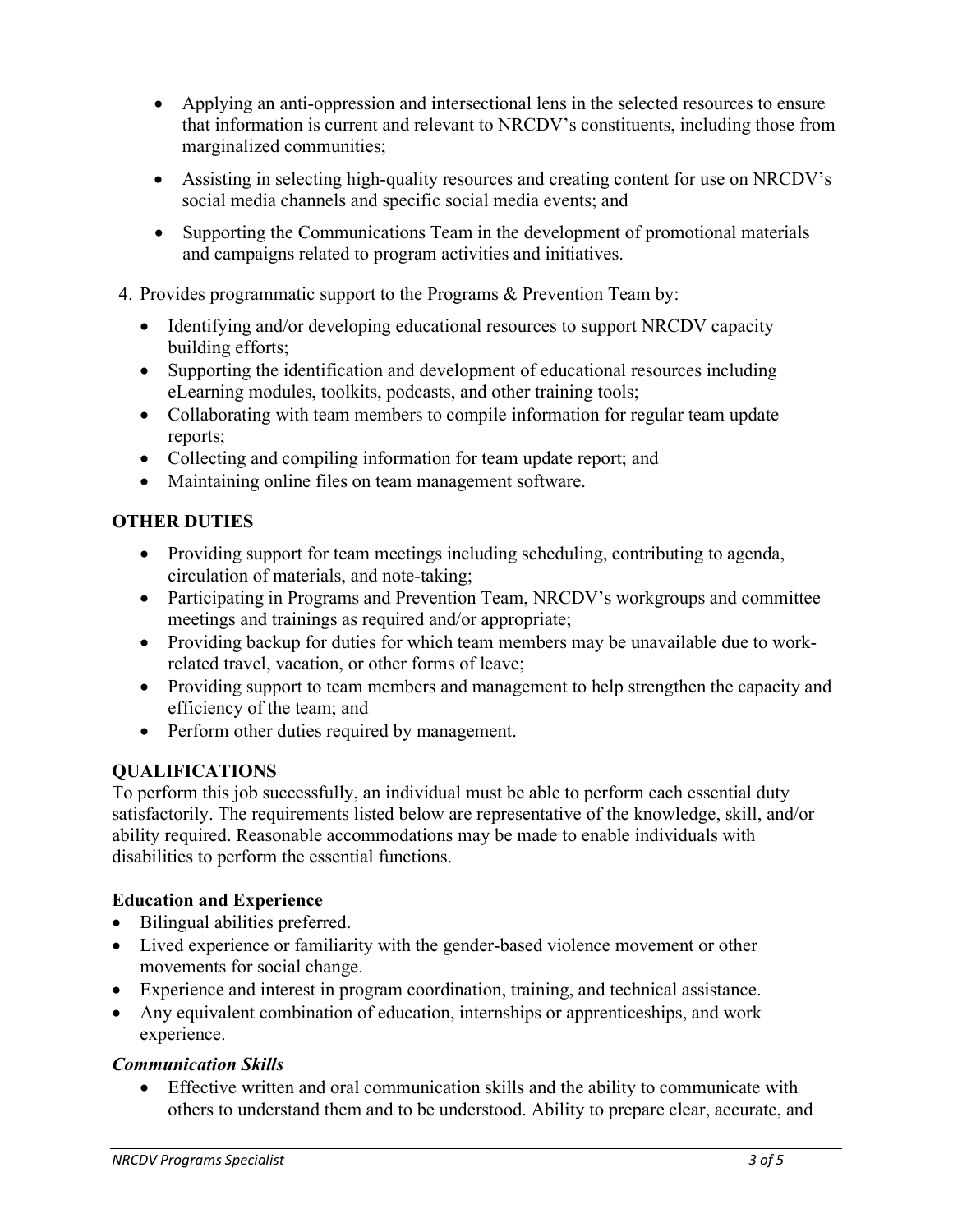- Applying an anti-oppression and intersectional lens in the selected resources to ensure that information is current and relevant to NRCDV's constituents, including those from marginalized communities;
- Assisting in selecting high-quality resources and creating content for use on NRCDV's social media channels and specific social media events; and
- Supporting the Communications Team in the development of promotional materials and campaigns related to program activities and initiatives.

4. Provides programmatic support to the Programs & Prevention Team by:
   - Identifying and/or developing educational resources to support NRCDV capacity building efforts;
   - Supporting the identification and development of educational resources including eLearning modules, toolkits, podcasts, and other training tools;
   - Collaborating with team members to compile information for regular team update reports;
   - Collecting and compiling information for team update report; and
   - Maintaining online files on team management software.

## OTHER DUTIES

- Providing support for team meetings including scheduling, contributing to agenda, circulation of materials, and note-taking;
- Participating in Programs and Prevention Team, NRCDV's workgroups and committee meetings and trainings as required and/or appropriate;
- Providing backup for duties for which team members may be unavailable due to work-related travel, vacation, or other forms of leave;
- Providing support to team members and management to help strengthen the capacity and efficiency of the team; and
- Perform other duties required by management.

## QUALIFICATIONS

To perform this job successfully, an individual must be able to perform each essential duty satisfactorily. The requirements listed below are representative of the knowledge, skill, and/or ability required. Reasonable accommodations may be made to enable individuals with disabilities to perform the essential functions.

### Education and Experience

- Bilingual abilities preferred.
- Lived experience or familiarity with the gender-based violence movement or other movements for social change.
- Experience and interest in program coordination, training, and technical assistance.
- Any equivalent combination of education, internships or apprenticeships, and work experience.

### *Communication Skills*

- Effective written and oral communication skills and the ability to communicate with others to understand them and to be understood. Ability to prepare clear, accurate, and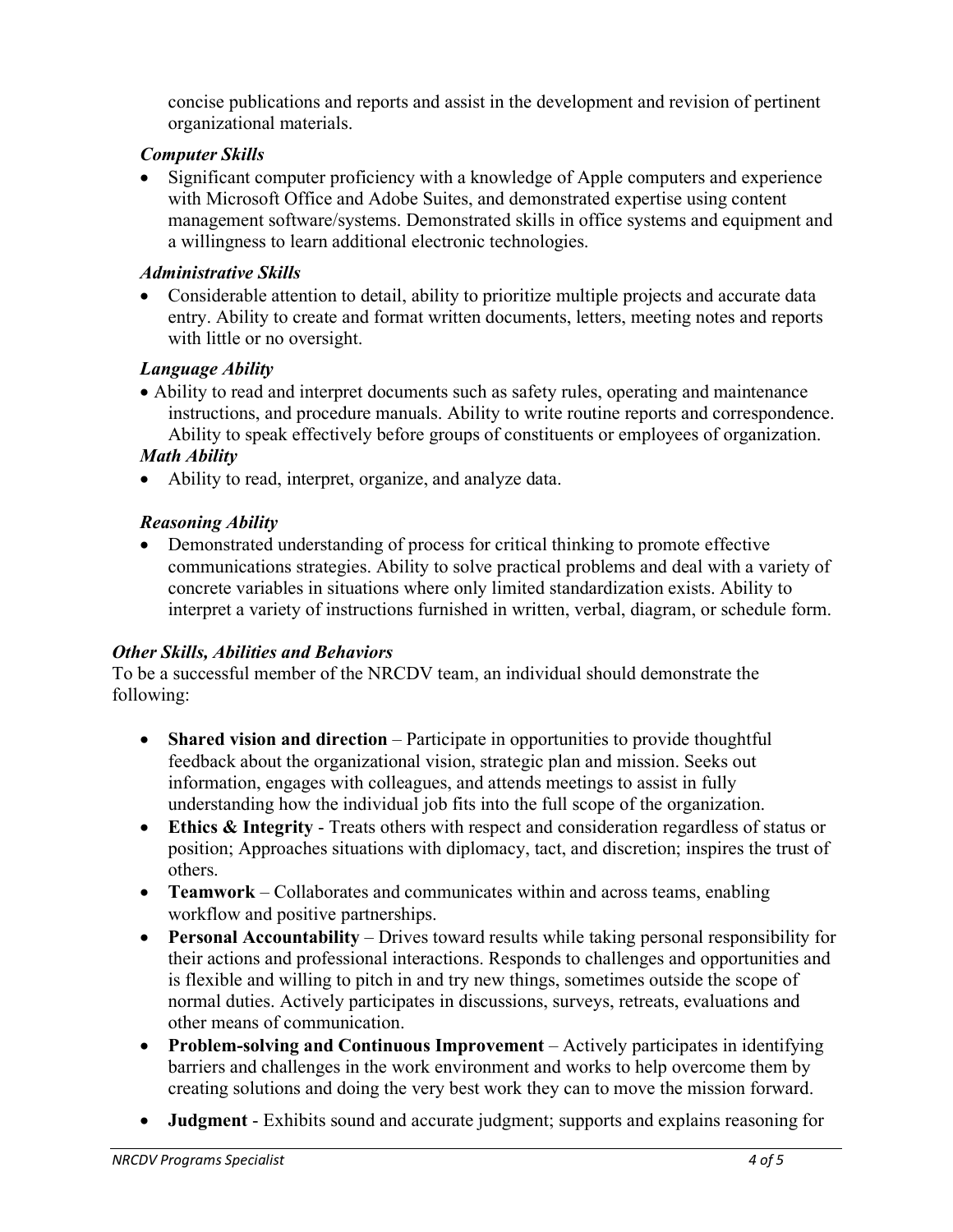concise publications and reports and assist in the development and revision of pertinent organizational materials.

***Computer Skills***

- Significant computer proficiency with a knowledge of Apple computers and experience with Microsoft Office and Adobe Suites, and demonstrated expertise using content management software/systems. Demonstrated skills in office systems and equipment and a willingness to learn additional electronic technologies.

***Administrative Skills***

- Considerable attention to detail, ability to prioritize multiple projects and accurate data entry. Ability to create and format written documents, letters, meeting notes and reports with little or no oversight.

***Language Ability***

- Ability to read and interpret documents such as safety rules, operating and maintenance instructions, and procedure manuals. Ability to write routine reports and correspondence. Ability to speak effectively before groups of constituents or employees of organization.

***Math Ability***

- Ability to read, interpret, organize, and analyze data.

***Reasoning Ability***

- Demonstrated understanding of process for critical thinking to promote effective communications strategies. Ability to solve practical problems and deal with a variety of concrete variables in situations where only limited standardization exists. Ability to interpret a variety of instructions furnished in written, verbal, diagram, or schedule form.

***Other Skills, Abilities and Behaviors***

To be a successful member of the NRCDV team, an individual should demonstrate the following:

- **Shared vision and direction** – Participate in opportunities to provide thoughtful feedback about the organizational vision, strategic plan and mission. Seeks out information, engages with colleagues, and attends meetings to assist in fully understanding how the individual job fits into the full scope of the organization.
- **Ethics & Integrity** - Treats others with respect and consideration regardless of status or position; Approaches situations with diplomacy, tact, and discretion; inspires the trust of others.
- **Teamwork** – Collaborates and communicates within and across teams, enabling workflow and positive partnerships.
- **Personal Accountability** – Drives toward results while taking personal responsibility for their actions and professional interactions. Responds to challenges and opportunities and is flexible and willing to pitch in and try new things, sometimes outside the scope of normal duties. Actively participates in discussions, surveys, retreats, evaluations and other means of communication.
- **Problem-solving and Continuous Improvement** – Actively participates in identifying barriers and challenges in the work environment and works to help overcome them by creating solutions and doing the very best work they can to move the mission forward.
- **Judgment** - Exhibits sound and accurate judgment; supports and explains reasoning for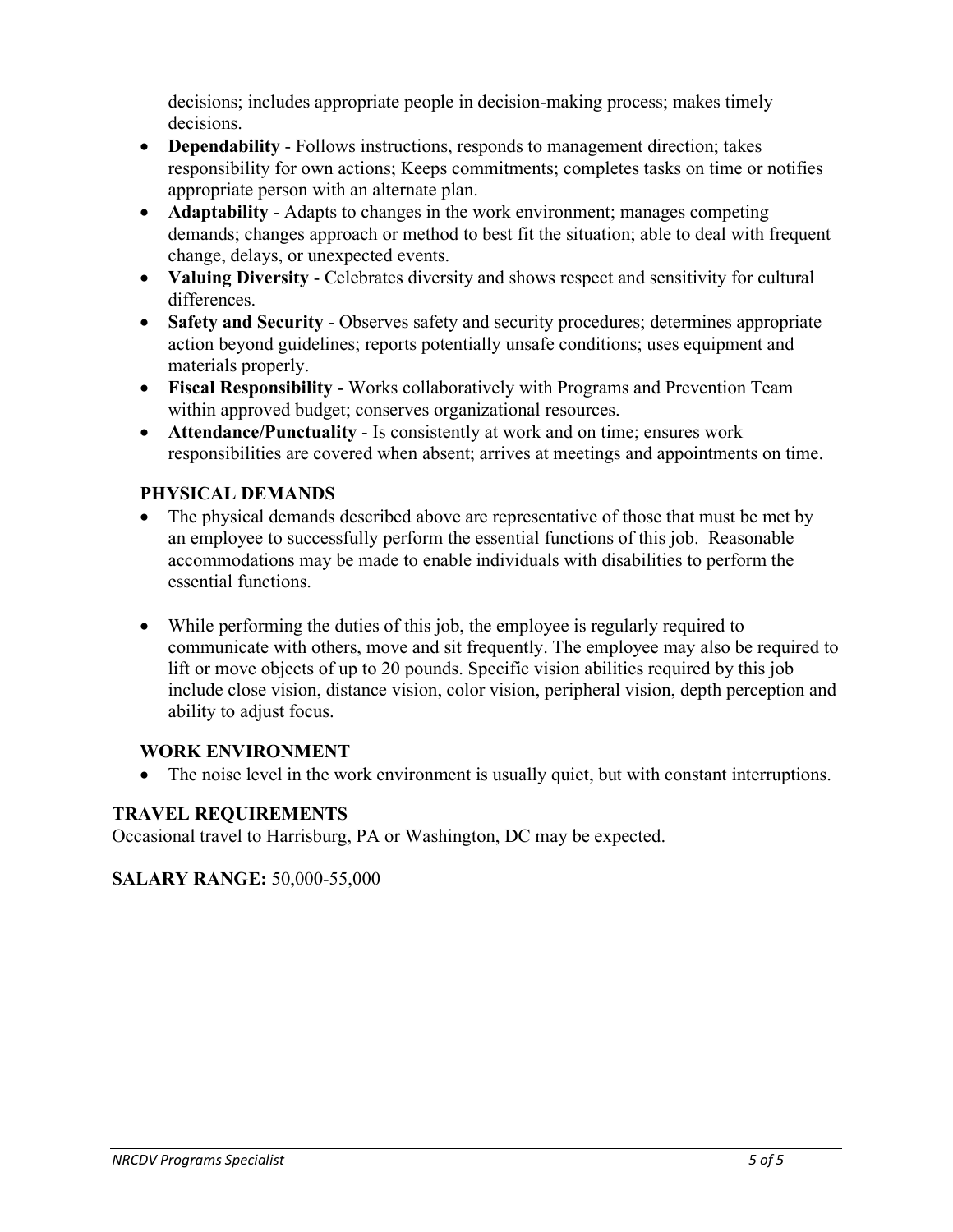decisions; includes appropriate people in decision-making process; makes timely decisions.

- **Dependability** - Follows instructions, responds to management direction; takes responsibility for own actions; Keeps commitments; completes tasks on time or notifies appropriate person with an alternate plan.
- **Adaptability** - Adapts to changes in the work environment; manages competing demands; changes approach or method to best fit the situation; able to deal with frequent change, delays, or unexpected events.
- **Valuing Diversity** - Celebrates diversity and shows respect and sensitivity for cultural differences.
- **Safety and Security** - Observes safety and security procedures; determines appropriate action beyond guidelines; reports potentially unsafe conditions; uses equipment and materials properly.
- **Fiscal Responsibility** - Works collaboratively with Programs and Prevention Team within approved budget; conserves organizational resources.
- **Attendance/Punctuality** - Is consistently at work and on time; ensures work responsibilities are covered when absent; arrives at meetings and appointments on time.

### PHYSICAL DEMANDS

- The physical demands described above are representative of those that must be met by an employee to successfully perform the essential functions of this job. Reasonable accommodations may be made to enable individuals with disabilities to perform the essential functions.

- While performing the duties of this job, the employee is regularly required to communicate with others, move and sit frequently. The employee may also be required to lift or move objects of up to 20 pounds. Specific vision abilities required by this job include close vision, distance vision, color vision, peripheral vision, depth perception and ability to adjust focus.

### WORK ENVIRONMENT

- The noise level in the work environment is usually quiet, but with constant interruptions.

## TRAVEL REQUIREMENTS

Occasional travel to Harrisburg, PA or Washington, DC may be expected.

**SALARY RANGE:** 50,000-55,000